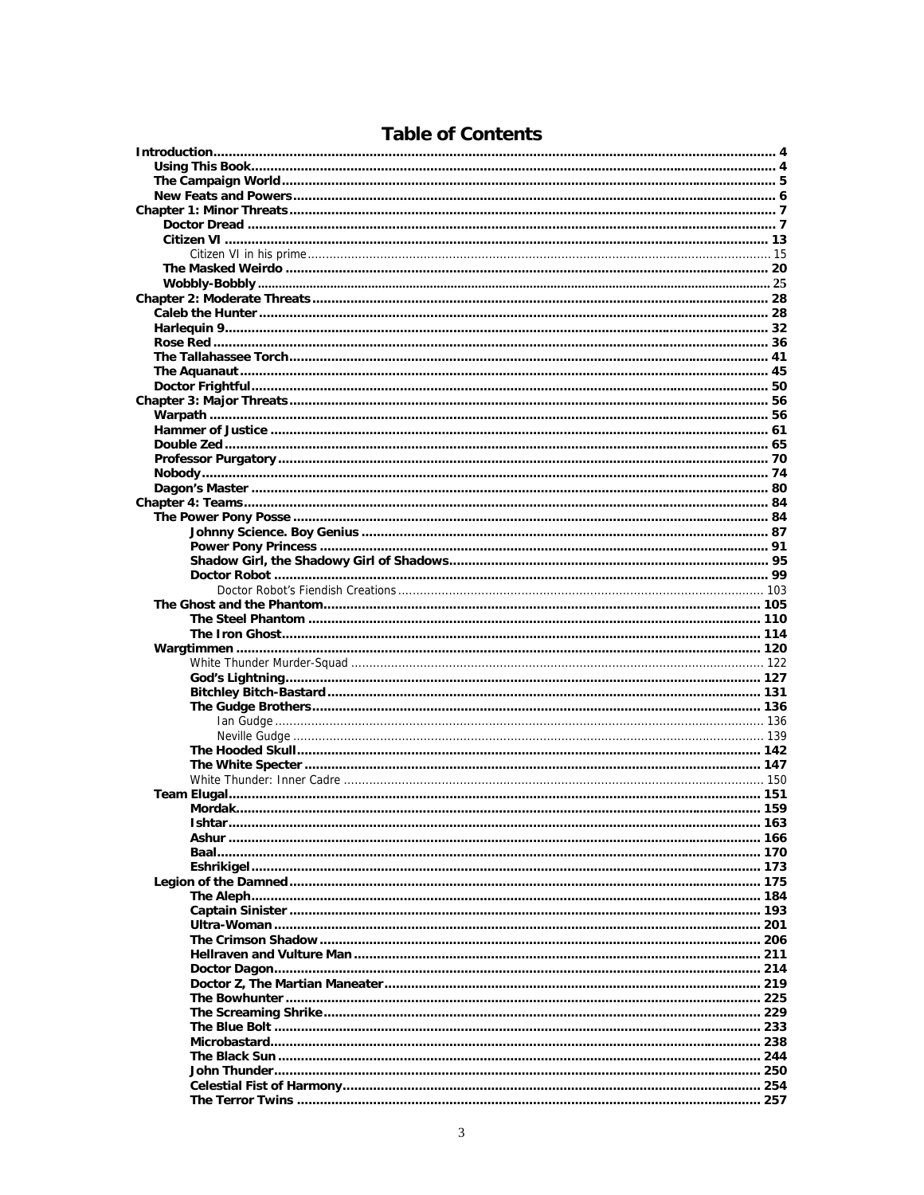# Table of Contents

- Introduction ... 4
  - Using This Book ... 4
  - The Campaign World ... 5
  - New Feats and Powers ... 6
- Chapter 1: Minor Threats ... 7
  - Doctor Dread ... 7
  - Citizen VI ... 13
    - Citizen VI in his prime ... 15
  - The Masked Weirdo ... 20
  - Wobbly-Bobbly ... 25
- Chapter 2: Moderate Threats ... 28
  - Caleb the Hunter ... 28
  - Harlequin 9 ... 32
  - Rose Red ... 36
  - The Tallahassee Torch ... 41
  - The Aquanaut ... 45
  - Doctor Frightful ... 50
- Chapter 3: Major Threats ... 56
  - Warpath ... 56
  - Hammer of Justice ... 61
  - Double Zed ... 65
  - Professor Purgatory ... 70
  - Nobody ... 74
  - Dagon's Master ... 80
- Chapter 4: Teams ... 84
  - The Power Pony Posse ... 84
    - Johnny Science. Boy Genius ... 87
    - Power Pony Princess ... 91
    - Shadow Girl, the Shadowy Girl of Shadows ... 95
    - Doctor Robot ... 99
      - Doctor Robot's Fiendish Creations ... 103
  - The Ghost and the Phantom ... 105
    - The Steel Phantom ... 110
    - The Iron Ghost ... 114
  - Wargtimmen ... 120
    - White Thunder Murder-Squad ... 122
    - God's Lightning ... 127
    - Bitchley Bitch-Bastard ... 131
    - The Gudge Brothers ... 136
      - Ian Gudge ... 136
      - Neville Gudge ... 139
    - The Hooded Skull ... 142
    - The White Specter ... 147
    - White Thunder: Inner Cadre ... 150
  - Team Elugal ... 151
    - Mordak ... 159
    - Ishtar ... 163
    - Ashur ... 166
    - Baal ... 170
    - Eshrikigel ... 173
  - Legion of the Damned ... 175
    - The Aleph ... 184
    - Captain Sinister ... 193
    - Ultra-Woman ... 201
    - The Crimson Shadow ... 206
    - Hellraven and Vulture Man ... 211
    - Doctor Dagon ... 214
    - Doctor Z, The Martian Maneater ... 219
    - The Bowhunter ... 225
    - The Screaming Shrike ... 229
    - The Blue Bolt ... 233
    - Microbastard ... 238
    - The Black Sun ... 244
    - John Thunder ... 250
    - Celestial Fist of Harmony ... 254
    - The Terror Twins ... 257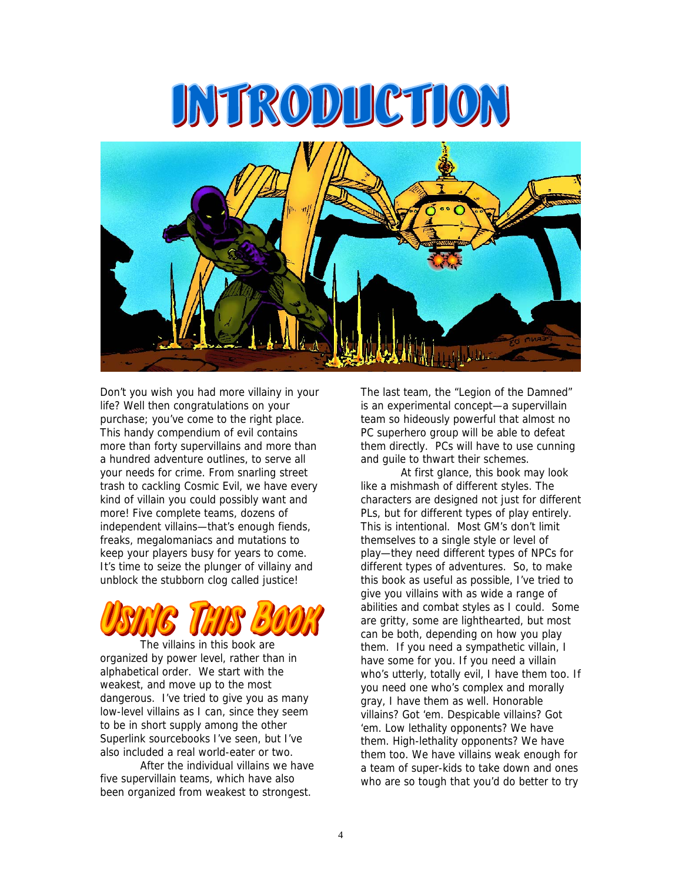# INTRODUCTION

Don't you wish you had more villainy in your life? Well then congratulations on your purchase; you've come to the right place. This handy compendium of evil contains more than forty supervillains and more than a hundred adventure outlines, to serve all your needs for crime. From snarling street trash to cackling Cosmic Evil, we have every kind of villain you could possibly want and more! Five complete teams, dozens of independent villains—that's enough fiends, freaks, megalomaniacs and mutations to keep your players busy for years to come. It's time to seize the plunger of villainy and unblock the stubborn clog called justice!

## Using This Book

The villains in this book are organized by power level, rather than in alphabetical order. We start with the weakest, and move up to the most dangerous. I've tried to give you as many low-level villains as I can, since they seem to be in short supply among the other Superlink sourcebooks I've seen, but I've also included a real world-eater or two.

After the individual villains we have five supervillain teams, which have also been organized from weakest to strongest. The last team, the "Legion of the Damned" is an experimental concept—a supervillain team so hideously powerful that almost no PC superhero group will be able to defeat them directly. PCs will have to use cunning and guile to thwart their schemes.

At first glance, this book may look like a mishmash of different styles. The characters are designed not just for different PLs, but for different types of play entirely. This is intentional. Most GM's don't limit themselves to a single style or level of play—they need different types of NPCs for different types of adventures. So, to make this book as useful as possible, I've tried to give you villains with as wide a range of abilities and combat styles as I could. Some are gritty, some are lighthearted, but most can be both, depending on how you play them. If you need a sympathetic villain, I have some for you. If you need a villain who's utterly, totally evil, I have them too. If you need one who's complex and morally gray, I have them as well. Honorable villains? Got 'em. Despicable villains? Got 'em. Low lethality opponents? We have them. High-lethality opponents? We have them too. We have villains weak enough for a team of super-kids to take down and ones who are so tough that you'd do better to try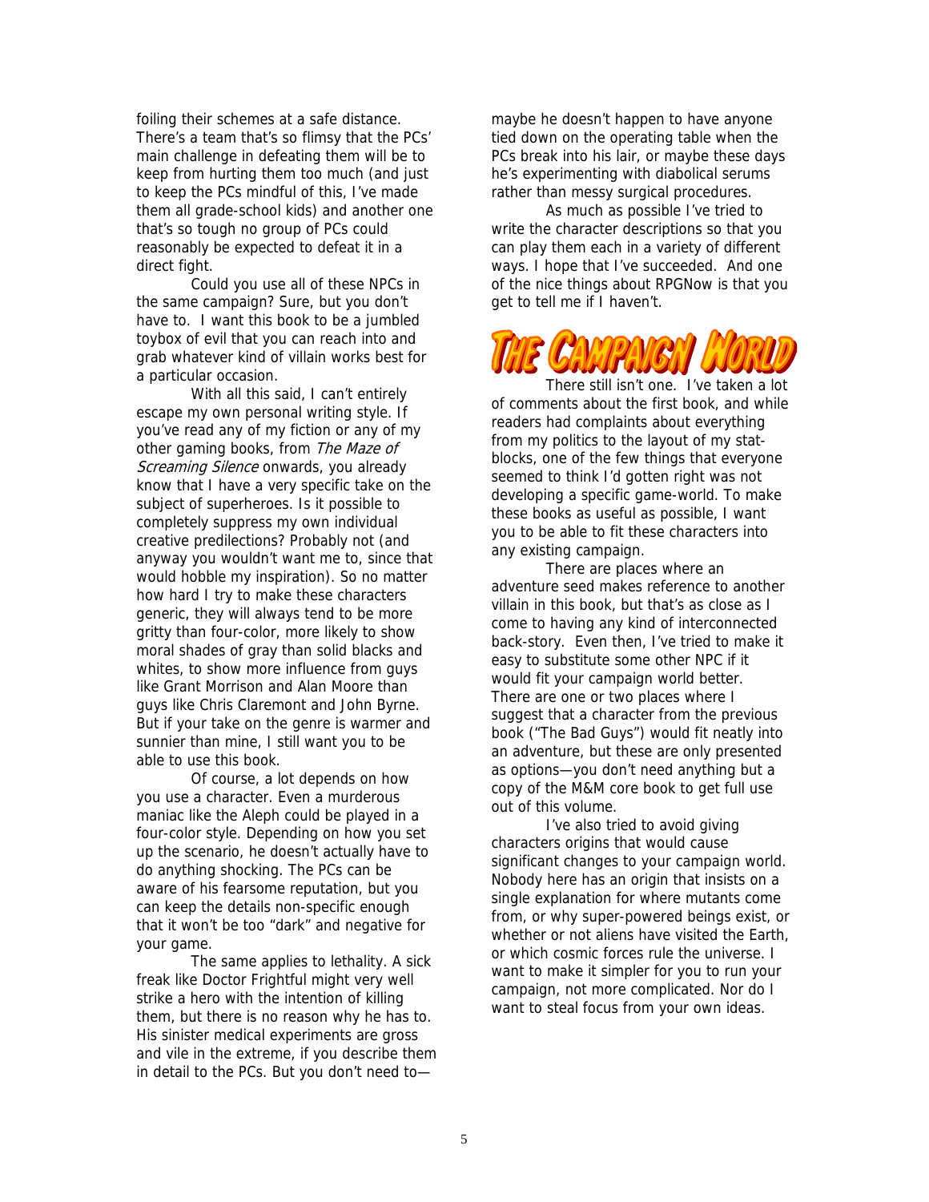foiling their schemes at a safe distance. There's a team that's so flimsy that the PCs' main challenge in defeating them will be to keep from hurting them too much (and just to keep the PCs mindful of this, I've made them all grade-school kids) and another one that's so tough no group of PCs could reasonably be expected to defeat it in a direct fight.

Could you use all of these NPCs in the same campaign? Sure, but you don't have to. I want this book to be a jumbled toybox of evil that you can reach into and grab whatever kind of villain works best for a particular occasion.

With all this said, I can't entirely escape my own personal writing style. If you've read any of my fiction or any of my other gaming books, from *The Maze of Screaming Silence* onwards, you already know that I have a very specific take on the subject of superheroes. Is it possible to completely suppress my own individual creative predilections? Probably not (and anyway you wouldn't want me to, since that would hobble my inspiration). So no matter how hard I try to make these characters generic, they will always tend to be more gritty than four-color, more likely to show moral shades of gray than solid blacks and whites, to show more influence from guys like Grant Morrison and Alan Moore than guys like Chris Claremont and John Byrne. But if your take on the genre is warmer and sunnier than mine, I still want you to be able to use this book.

Of course, a lot depends on how you use a character. Even a murderous maniac like the Aleph could be played in a four-color style. Depending on how you set up the scenario, he doesn't actually have to do anything shocking. The PCs can be aware of his fearsome reputation, but you can keep the details non-specific enough that it won't be too "dark" and negative for your game.

The same applies to lethality. A sick freak like Doctor Frightful might very well strike a hero with the intention of killing them, but there is no reason why he has to. His sinister medical experiments are gross and vile in the extreme, if you describe them in detail to the PCs. But you don't need to—maybe he doesn't happen to have anyone tied down on the operating table when the PCs break into his lair, or maybe these days he's experimenting with diabolical serums rather than messy surgical procedures.

As much as possible I've tried to write the character descriptions so that you can play them each in a variety of different ways. I hope that I've succeeded. And one of the nice things about RPGNow is that you get to tell me if I haven't.

## The Campaign World

There still isn't one. I've taken a lot of comments about the first book, and while readers had complaints about everything from my politics to the layout of my stat-blocks, one of the few things that everyone seemed to think I'd gotten right was not developing a specific game-world. To make these books as useful as possible, I want you to be able to fit these characters into any existing campaign.

There are places where an adventure seed makes reference to another villain in this book, but that's as close as I come to having any kind of interconnected back-story. Even then, I've tried to make it easy to substitute some other NPC if it would fit your campaign world better. There are one or two places where I suggest that a character from the previous book ("The Bad Guys") would fit neatly into an adventure, but these are only presented as options—you don't need anything but a copy of the M&M core book to get full use out of this volume.

I've also tried to avoid giving characters origins that would cause significant changes to your campaign world. Nobody here has an origin that insists on a single explanation for where mutants come from, or why super-powered beings exist, or whether or not aliens have visited the Earth, or which cosmic forces rule the universe. I want to make it simpler for you to run your campaign, not more complicated. Nor do I want to steal focus from your own ideas.